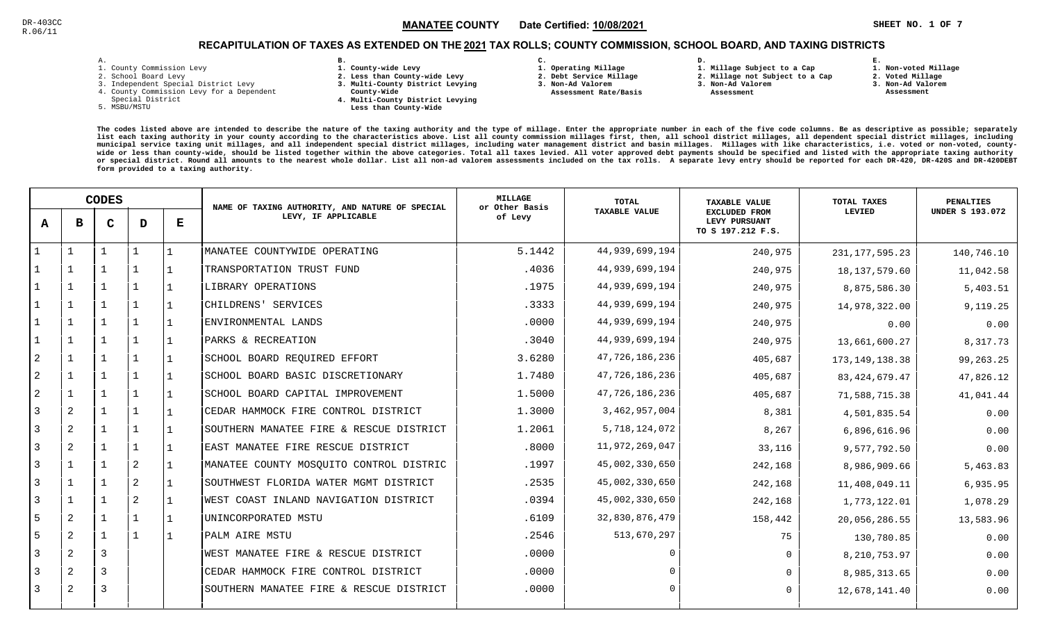DR-403CC
R.06/11

**MANATEE COUNTY** Date Certified: **10/08/2021**

## RECAPITULATION OF TAXES AS EXTENDED ON THE 2021 TAX ROLLS; COUNTY COMMISSION, SCHOOL BOARD, AND TAXING DISTRICTS

A.
1. County Commission Levy
2. School Board Levy
3. Independent Special District Levy
4. County Commission Levy for a Dependent Special District
5. MSBU/MSTU

B.
1. County-wide Levy
2. Less than County-wide Levy
3. Multi-County District Levying County-Wide
4. Multi-County District Levying Less than County-Wide

C.
1. Operating Millage
2. Debt Service Millage
3. Non-Ad Valorem Assessment Rate/Basis

D.
1. Millage Subject to a Cap
2. Millage not Subject to a Cap
3. Non-Ad Valorem Assessment

E.
1. Non-voted Millage
2. Voted Millage
3. Non-Ad Valorem Assessment

The codes listed above are intended to describe the nature of the taxing authority and the type of millage. Enter the appropriate number in each of the five code columns. Be as descriptive as possible; separately list each taxing authority in your county according to the characteristics above. List all county commission millages first, then, all school district millages, all dependent special district millages, including municipal service taxing unit millages, and all independent special district millages, including water management district and basin millages. Millages with like characteristics, i.e. voted or non-voted, county-wide or less than county-wide, should be listed together within the above categories. Total all taxes levied. All voter approved debt payments should be specified and listed with the appropriate taxing authority or special district. Round all amounts to the nearest whole dollar. List all non-ad valorem assessments included on the tax rolls. A separate levy entry should be reported for each DR-420, DR-420S and DR-420DEBT form provided to a taxing authority.

| CODES A | B | C | D | E | NAME OF TAXING AUTHORITY, AND NATURE OF SPECIAL LEVY, IF APPLICABLE | MILLAGE or Other Basis of Levy | TOTAL TAXABLE VALUE | TAXABLE VALUE EXCLUDED FROM LEVY PURSUANT TO S 197.212 F.S. | TOTAL TAXES LEVIED | PENALTIES UNDER S 193.072 |
|---|---|---|---|---|---|---|---|---|---|---|
| 1 | 1 | 1 | 1 | 1 | MANATEE COUNTYWIDE OPERATING | 5.1442 | 44,939,699,194 | 240,975 | 231,177,595.23 | 140,746.10 |
| 1 | 1 | 1 | 1 | 1 | TRANSPORTATION TRUST FUND | .4036 | 44,939,699,194 | 240,975 | 18,137,579.60 | 11,042.58 |
| 1 | 1 | 1 | 1 | 1 | LIBRARY OPERATIONS | .1975 | 44,939,699,194 | 240,975 | 8,875,586.30 | 5,403.51 |
| 1 | 1 | 1 | 1 | 1 | CHILDRENS' SERVICES | .3333 | 44,939,699,194 | 240,975 | 14,978,322.00 | 9,119.25 |
| 1 | 1 | 1 | 1 | 1 | ENVIRONMENTAL LANDS | .0000 | 44,939,699,194 | 240,975 | 0.00 | 0.00 |
| 1 | 1 | 1 | 1 | 1 | PARKS & RECREATION | .3040 | 44,939,699,194 | 240,975 | 13,661,600.27 | 8,317.73 |
| 2 | 1 | 1 | 1 | 1 | SCHOOL BOARD REQUIRED EFFORT | 3.6280 | 47,726,186,236 | 405,687 | 173,149,138.38 | 99,263.25 |
| 2 | 1 | 1 | 1 | 1 | SCHOOL BOARD BASIC DISCRETIONARY | 1.7480 | 47,726,186,236 | 405,687 | 83,424,679.47 | 47,826.12 |
| 2 | 1 | 1 | 1 | 1 | SCHOOL BOARD CAPITAL IMPROVEMENT | 1.5000 | 47,726,186,236 | 405,687 | 71,588,715.38 | 41,041.44 |
| 3 | 2 | 1 | 1 | 1 | CEDAR HAMMOCK FIRE CONTROL DISTRICT | 1.3000 | 3,462,957,004 | 8,381 | 4,501,835.54 | 0.00 |
| 3 | 2 | 1 | 1 | 1 | SOUTHERN MANATEE FIRE & RESCUE DISTRICT | 1.2061 | 5,718,124,072 | 8,267 | 6,896,616.96 | 0.00 |
| 3 | 2 | 1 | 1 | 1 | EAST MANATEE FIRE RESCUE DISTRICT | .8000 | 11,972,269,047 | 33,116 | 9,577,792.50 | 0.00 |
| 3 | 1 | 1 | 2 | 1 | MANATEE COUNTY MOSQUITO CONTROL DISTRIC | .1997 | 45,002,330,650 | 242,168 | 8,986,909.66 | 5,463.83 |
| 3 | 1 | 1 | 2 | 1 | SOUTHWEST FLORIDA WATER MGMT DISTRICT | .2535 | 45,002,330,650 | 242,168 | 11,408,049.11 | 6,935.95 |
| 3 | 1 | 1 | 2 | 1 | WEST COAST INLAND NAVIGATION DISTRICT | .0394 | 45,002,330,650 | 242,168 | 1,773,122.01 | 1,078.29 |
| 5 | 2 | 1 | 1 | 1 | UNINCORPORATED MSTU | .6109 | 32,830,876,479 | 158,442 | 20,056,286.55 | 13,583.96 |
| 5 | 2 | 1 | 1 | 1 | PALM AIRE MSTU | .2546 | 513,670,297 | 75 | 130,780.85 | 0.00 |
| 3 | 2 | 3 | | | WEST MANATEE FIRE & RESCUE DISTRICT | .0000 | 0 | 0 | 8,210,753.97 | 0.00 |
| 3 | 2 | 3 | | | CEDAR HAMMOCK FIRE CONTROL DISTRICT | .0000 | 0 | 0 | 8,985,313.65 | 0.00 |
| 3 | 2 | 3 | | | SOUTHERN MANATEE FIRE & RESCUE DISTRICT | .0000 | 0 | 0 | 12,678,141.40 | 0.00 |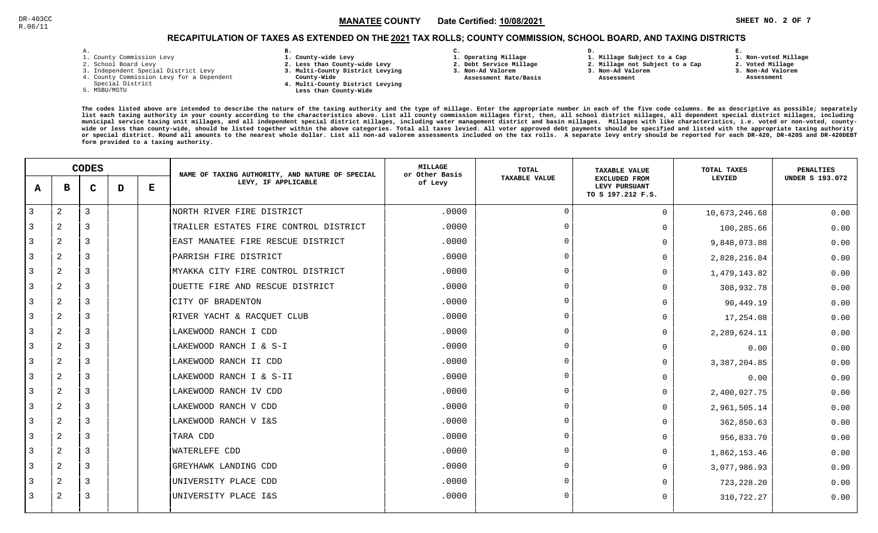DR-403CC
R.06/11

**MANATEE COUNTY** Date Certified: 10/08/2021

## RECAPITULATION OF TAXES AS EXTENDED ON THE 2021 TAX ROLLS; COUNTY COMMISSION, SCHOOL BOARD, AND TAXING DISTRICTS

A.
1. County Commission Levy
2. School Board Levy
3. Independent Special District Levy
4. County Commission Levy for a Dependent Special District
5. MSBU/MSTU

B.
1. County-wide Levy
2. Less than County-wide Levy
3. Multi-County District Levying County-Wide
4. Multi-County District Levying Less than County-Wide

C.
1. Operating Millage
2. Debt Service Millage
3. Non-Ad Valorem Assessment Rate/Basis

D.
1. Millage Subject to a Cap
2. Millage not Subject to a Cap
3. Non-Ad Valorem Assessment

E.
1. Non-voted Millage
2. Voted Millage
3. Non-Ad Valorem Assessment

The codes listed above are intended to describe the nature of the taxing authority and the type of millage. Enter the appropriate number in each of the five code columns. Be as descriptive as possible; separately list each taxing authority in your county according to the characteristics above. List all county commission millages first, then, all school district millages, all dependent special district millages, including municipal service taxing unit millages, and all independent special district millages, including water management district and basin millages. Millages with like characteristics, i.e. voted or non-voted, county-wide or less than county-wide, should be listed together within the above categories. Total all taxes levied. All voter approved debt payments should be specified and listed with the appropriate taxing authority or special district. Round all amounts to the nearest whole dollar. List all non-ad valorem assessments included on the tax rolls. A separate levy entry should be reported for each DR-420, DR-420S and DR-420DEBT form provided to a taxing authority.

| CODES | | | | | NAME OF TAXING AUTHORITY, AND NATURE OF SPECIAL LEVY, IF APPLICABLE | MILLAGE or Other Basis of Levy | TOTAL TAXABLE VALUE | TAXABLE VALUE EXCLUDED FROM LEVY PURSUANT TO S 197.212 F.S. | TOTAL TAXES LEVIED | PENALTIES UNDER S 193.072 |
|---|---|---|---|---|---|---|---|---|---|---|
| A | B | C | D | E | | | | | | |
| 3 | 2 | 3 | | | NORTH RIVER FIRE DISTRICT | .0000 | 0 | 0 | 10,673,246.68 | 0.00 |
| 3 | 2 | 3 | | | TRAILER ESTATES FIRE CONTROL DISTRICT | .0000 | 0 | 0 | 100,285.66 | 0.00 |
| 3 | 2 | 3 | | | EAST MANATEE FIRE RESCUE DISTRICT | .0000 | 0 | 0 | 9,848,073.88 | 0.00 |
| 3 | 2 | 3 | | | PARRISH FIRE DISTRICT | .0000 | 0 | 0 | 2,828,216.84 | 0.00 |
| 3 | 2 | 3 | | | MYAKKA CITY FIRE CONTROL DISTRICT | .0000 | 0 | 0 | 1,479,143.82 | 0.00 |
| 3 | 2 | 3 | | | DUETTE FIRE AND RESCUE DISTRICT | .0000 | 0 | 0 | 308,932.78 | 0.00 |
| 3 | 2 | 3 | | | CITY OF BRADENTON | .0000 | 0 | 0 | 90,449.19 | 0.00 |
| 3 | 2 | 3 | | | RIVER YACHT & RACQUET CLUB | .0000 | 0 | 0 | 17,254.08 | 0.00 |
| 3 | 2 | 3 | | | LAKEWOOD RANCH I CDD | .0000 | 0 | 0 | 2,289,624.11 | 0.00 |
| 3 | 2 | 3 | | | LAKEWOOD RANCH I & S-I | .0000 | 0 | 0 | 0.00 | 0.00 |
| 3 | 2 | 3 | | | LAKEWOOD RANCH II CDD | .0000 | 0 | 0 | 3,387,204.85 | 0.00 |
| 3 | 2 | 3 | | | LAKEWOOD RANCH I & S-II | .0000 | 0 | 0 | 0.00 | 0.00 |
| 3 | 2 | 3 | | | LAKEWOOD RANCH IV CDD | .0000 | 0 | 0 | 2,400,027.75 | 0.00 |
| 3 | 2 | 3 | | | LAKEWOOD RANCH V CDD | .0000 | 0 | 0 | 2,961,505.14 | 0.00 |
| 3 | 2 | 3 | | | LAKEWOOD RANCH V I&S | .0000 | 0 | 0 | 362,850.63 | 0.00 |
| 3 | 2 | 3 | | | TARA CDD | .0000 | 0 | 0 | 956,833.70 | 0.00 |
| 3 | 2 | 3 | | | WATERLEFE CDD | .0000 | 0 | 0 | 1,862,153.46 | 0.00 |
| 3 | 2 | 3 | | | GREYHAWK LANDING CDD | .0000 | 0 | 0 | 3,077,986.93 | 0.00 |
| 3 | 2 | 3 | | | UNIVERSITY PLACE CDD | .0000 | 0 | 0 | 723,228.20 | 0.00 |
| 3 | 2 | 3 | | | UNIVERSITY PLACE I&S | .0000 | 0 | 0 | 310,722.27 | 0.00 |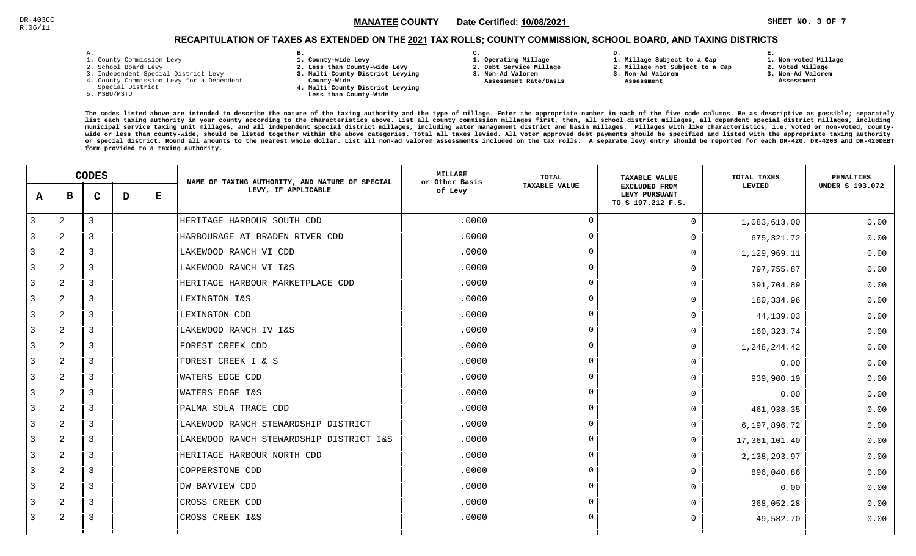DR-403CC
R.06/11

**MANATEE COUNTY** Date Certified: **10/08/2021**

## RECAPITULATION OF TAXES AS EXTENDED ON THE 2021 TAX ROLLS; COUNTY COMMISSION, SCHOOL BOARD, AND TAXING DISTRICTS

A.
1. County Commission Levy
2. School Board Levy
3. Independent Special District Levy
4. County Commission Levy for a Dependent Special District
5. MSBU/MSTU

B.
1. County-wide Levy
2. Less than County-wide Levy
3. Multi-County District Levying County-Wide
4. Multi-County District Levying Less than County-Wide

C.
1. Operating Millage
2. Debt Service Millage
3. Non-Ad Valorem Assessment Rate/Basis

D.
1. Millage Subject to a Cap
2. Millage not Subject to a Cap
3. Non-Ad Valorem Assessment

E.
1. Non-voted Millage
2. Voted Millage
3. Non-Ad Valorem Assessment

The codes listed above are intended to describe the nature of the taxing authority and the type of millage. Enter the appropriate number in each of the five code columns. Be as descriptive as possible; separately list each taxing authority in your county according to the characteristics above. List all county commission millages first, then, all school district millages, all dependent special district millages, including municipal service taxing unit millages, and all independent special district millages, including water management district and basin millages. Millages with like characteristics, i.e. voted or non-voted, county-wide or less than county-wide, should be listed together within the above categories. Total all taxes levied. All voter approved debt payments should be specified and listed with the appropriate taxing authority or special district. Round all amounts to the nearest whole dollar. List all non-ad valorem assessments included on the tax rolls. A separate levy entry should be reported for each DR-420, DR-420S and DR-420DEBT form provided to a taxing authority.

| CODES | | | | | NAME OF TAXING AUTHORITY, AND NATURE OF SPECIAL LEVY, IF APPLICABLE | MILLAGE or Other Basis of Levy | TOTAL TAXABLE VALUE | TAXABLE VALUE EXCLUDED FROM LEVY PURSUANT TO S 197.212 F.S. | TOTAL TAXES LEVIED | PENALTIES UNDER S 193.072 |
|---|---|---|---|---|---|---|---|---|---|---|
| A | B | C | D | E | | | | | | |
| 3 | 2 | 3 | | | HERITAGE HARBOUR SOUTH CDD | .0000 | 0 | 0 | 1,083,613.00 | 0.00 |
| 3 | 2 | 3 | | | HARBOURAGE AT BRADEN RIVER CDD | .0000 | 0 | 0 | 675,321.72 | 0.00 |
| 3 | 2 | 3 | | | LAKEWOOD RANCH VI CDD | .0000 | 0 | 0 | 1,129,969.11 | 0.00 |
| 3 | 2 | 3 | | | LAKEWOOD RANCH VI I&S | .0000 | 0 | 0 | 797,755.87 | 0.00 |
| 3 | 2 | 3 | | | HERITAGE HARBOUR MARKETPLACE CDD | .0000 | 0 | 0 | 391,704.89 | 0.00 |
| 3 | 2 | 3 | | | LEXINGTON I&S | .0000 | 0 | 0 | 180,334.96 | 0.00 |
| 3 | 2 | 3 | | | LEXINGTON CDD | .0000 | 0 | 0 | 44,139.03 | 0.00 |
| 3 | 2 | 3 | | | LAKEWOOD RANCH IV I&S | .0000 | 0 | 0 | 160,323.74 | 0.00 |
| 3 | 2 | 3 | | | FOREST CREEK CDD | .0000 | 0 | 0 | 1,248,244.42 | 0.00 |
| 3 | 2 | 3 | | | FOREST CREEK I & S | .0000 | 0 | 0 | 0.00 | 0.00 |
| 3 | 2 | 3 | | | WATERS EDGE CDD | .0000 | 0 | 0 | 939,900.19 | 0.00 |
| 3 | 2 | 3 | | | WATERS EDGE I&S | .0000 | 0 | 0 | 0.00 | 0.00 |
| 3 | 2 | 3 | | | PALMA SOLA TRACE CDD | .0000 | 0 | 0 | 461,938.35 | 0.00 |
| 3 | 2 | 3 | | | LAKEWOOD RANCH STEWARDSHIP DISTRICT | .0000 | 0 | 0 | 6,197,896.72 | 0.00 |
| 3 | 2 | 3 | | | LAKEWOOD RANCH STEWARDSHIP DISTRICT I&S | .0000 | 0 | 0 | 17,361,101.40 | 0.00 |
| 3 | 2 | 3 | | | HERITAGE HARBOUR NORTH CDD | .0000 | 0 | 0 | 2,138,293.97 | 0.00 |
| 3 | 2 | 3 | | | COPPERSTONE CDD | .0000 | 0 | 0 | 896,040.86 | 0.00 |
| 3 | 2 | 3 | | | DW BAYVIEW CDD | .0000 | 0 | 0 | 0.00 | 0.00 |
| 3 | 2 | 3 | | | CROSS CREEK CDD | .0000 | 0 | 0 | 368,052.28 | 0.00 |
| 3 | 2 | 3 | | | CROSS CREEK I&S | .0000 | 0 | 0 | 49,582.70 | 0.00 |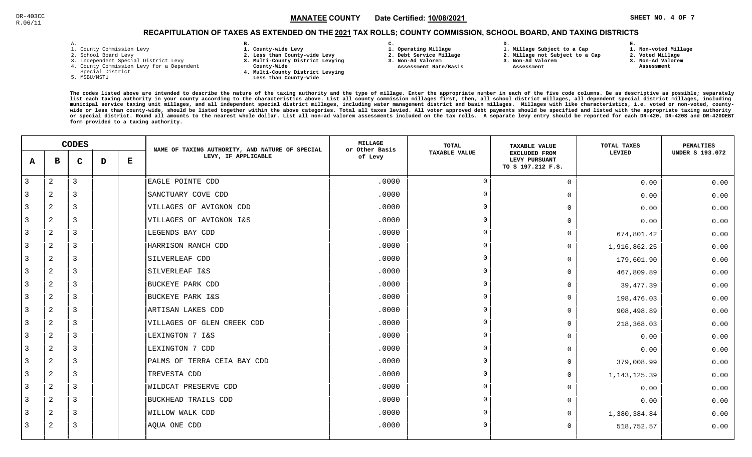DR-403CC
R.06/11

**MANATEE COUNTY** Date Certified: 10/08/2021 SHEET NO. 4 OF 7

## RECAPITULATION OF TAXES AS EXTENDED ON THE 2021 TAX ROLLS; COUNTY COMMISSION, SCHOOL BOARD, AND TAXING DISTRICTS

**A.**
1. County Commission Levy
2. School Board Levy
3. Independent Special District Levy
4. County Commission Levy for a Dependent Special District
5. MSBU/MSTU

**B.**
1. County-wide Levy
2. Less than County-wide Levy
3. Multi-County District Levying County-Wide
4. Multi-County District Levying Less than County-Wide

**C.**
1. Operating Millage
2. Debt Service Millage
3. Non-Ad Valorem Assessment Rate/Basis

**D.**
1. Millage Subject to a Cap
2. Millage not Subject to a Cap
3. Non-Ad Valorem Assessment

**E.**
1. Non-voted Millage
2. Voted Millage
3. Non-Ad Valorem Assessment

The codes listed above are intended to describe the nature of the taxing authority and the type of millage. Enter the appropriate number in each of the five code columns. Be as descriptive as possible; separately list each taxing authority in your county according to the characteristics above. List all county commission millages first, then, all school district millages, all dependent special district millages, including municipal service taxing unit millages, and all independent special district millages, including water management district and basin millages. Millages with like characteristics, i.e. voted or non-voted, county-wide or less than county-wide, should be listed together within the above categories. Total all taxes levied. All voter approved debt payments should be specified and listed with the appropriate taxing authority or special district. Round all amounts to the nearest whole dollar. List all non-ad valorem assessments included on the tax rolls. A separate levy entry should be reported for each DR-420, DR-420S and DR-420DEBT form provided to a taxing authority.

| CODES A | B | C | D | E | NAME OF TAXING AUTHORITY, AND NATURE OF SPECIAL LEVY, IF APPLICABLE | MILLAGE or Other Basis of Levy | TOTAL TAXABLE VALUE | TAXABLE VALUE EXCLUDED FROM LEVY PURSUANT TO S 197.212 F.S. | TOTAL TAXES LEVIED | PENALTIES UNDER S 193.072 |
|---|---|---|---|---|---|---|---|---|---|---|
| 3 | 2 | 3 | | | EAGLE POINTE CDD | .0000 | 0 | 0 | 0.00 | 0.00 |
| 3 | 2 | 3 | | | SANCTUARY COVE CDD | .0000 | 0 | 0 | 0.00 | 0.00 |
| 3 | 2 | 3 | | | VILLAGES OF AVIGNON CDD | .0000 | 0 | 0 | 0.00 | 0.00 |
| 3 | 2 | 3 | | | VILLAGES OF AVIGNON I&S | .0000 | 0 | 0 | 0.00 | 0.00 |
| 3 | 2 | 3 | | | LEGENDS BAY CDD | .0000 | 0 | 0 | 674,801.42 | 0.00 |
| 3 | 2 | 3 | | | HARRISON RANCH CDD | .0000 | 0 | 0 | 1,916,862.25 | 0.00 |
| 3 | 2 | 3 | | | SILVERLEAF CDD | .0000 | 0 | 0 | 179,601.90 | 0.00 |
| 3 | 2 | 3 | | | SILVERLEAF I&S | .0000 | 0 | 0 | 467,809.89 | 0.00 |
| 3 | 2 | 3 | | | BUCKEYE PARK CDD | .0000 | 0 | 0 | 39,477.39 | 0.00 |
| 3 | 2 | 3 | | | BUCKEYE PARK I&S | .0000 | 0 | 0 | 198,476.03 | 0.00 |
| 3 | 2 | 3 | | | ARTISAN LAKES CDD | .0000 | 0 | 0 | 908,498.89 | 0.00 |
| 3 | 2 | 3 | | | VILLAGES OF GLEN CREEK CDD | .0000 | 0 | 0 | 218,368.03 | 0.00 |
| 3 | 2 | 3 | | | LEXINGTON 7 I&S | .0000 | 0 | 0 | 0.00 | 0.00 |
| 3 | 2 | 3 | | | LEXINGTON 7 CDD | .0000 | 0 | 0 | 0.00 | 0.00 |
| 3 | 2 | 3 | | | PALMS OF TERRA CEIA BAY CDD | .0000 | 0 | 0 | 379,008.99 | 0.00 |
| 3 | 2 | 3 | | | TREVESTA CDD | .0000 | 0 | 0 | 1,143,125.39 | 0.00 |
| 3 | 2 | 3 | | | WILDCAT PRESERVE CDD | .0000 | 0 | 0 | 0.00 | 0.00 |
| 3 | 2 | 3 | | | BUCKHEAD TRAILS CDD | .0000 | 0 | 0 | 0.00 | 0.00 |
| 3 | 2 | 3 | | | WILLOW WALK CDD | .0000 | 0 | 0 | 1,380,384.84 | 0.00 |
| 3 | 2 | 3 | | | AQUA ONE CDD | .0000 | 0 | 0 | 518,752.57 | 0.00 |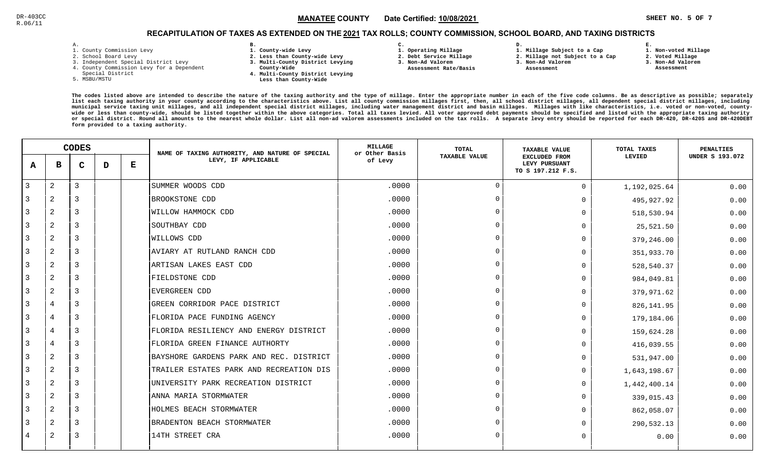DR-403CC
R.06/11

**MANATEE COUNTY** Date Certified: 10/08/2021

## RECAPITULATION OF TAXES AS EXTENDED ON THE 2021 TAX ROLLS; COUNTY COMMISSION, SCHOOL BOARD, AND TAXING DISTRICTS

A.
1. County Commission Levy
2. School Board Levy
3. Independent Special District Levy
4. County Commission Levy for a Dependent Special District
5. MSBU/MSTU

B.
1. County-wide Levy
2. Less than County-wide Levy
3. Multi-County District Levying County-Wide
4. Multi-County District Levying Less than County-Wide

C.
1. Operating Millage
2. Debt Service Millage
3. Non-Ad Valorem Assessment Rate/Basis

D.
1. Millage Subject to a Cap
2. Millage not Subject to a Cap
3. Non-Ad Valorem Assessment

E.
1. Non-voted Millage
2. Voted Millage
3. Non-Ad Valorem Assessment

**The codes listed above are intended to describe the nature of the taxing authority and the type of millage. Enter the appropriate number in each of the five code columns. Be as descriptive as possible; separately list each taxing authority in your county according to the characteristics above. List all county commission millages first, then, all school district millages, all independent special district millages, including municipal service taxing unit millages, and all independent special district millages, including water management district and basin millages. Millages with like characteristics, i.e. voted or non-voted, county-wide or less than county-wide, should be listed together within the above categories. Total all taxes levied. All voter approved debt payments should be specified and listed with the appropriate taxing authority or special district. Round all amounts to the nearest whole dollar. List all non-ad valorem assessments included on the tax rolls. A separate levy entry should be reported for each DR-420, DR-420S and DR-420DEBT form provided to a taxing authority.**

| CODES | | | | | NAME OF TAXING AUTHORITY, AND NATURE OF SPECIAL LEVY, IF APPLICABLE | MILLAGE or Other Basis of Levy | TOTAL TAXABLE VALUE | TAXABLE VALUE EXCLUDED FROM LEVY PURSUANT TO S 197.212 F.S. | TOTAL TAXES LEVIED | PENALTIES UNDER S 193.072 |
|---|---|---|---|---|---|---|---|---|---|---|
| A | B | C | D | E | | | | | | |
| 3 | 2 | 3 | | | SUMMER WOODS CDD | .0000 | 0 | 0 | 1,192,025.64 | 0.00 |
| 3 | 2 | 3 | | | BROOKSTONE CDD | .0000 | 0 | 0 | 495,927.92 | 0.00 |
| 3 | 2 | 3 | | | WILLOW HAMMOCK CDD | .0000 | 0 | 0 | 518,530.94 | 0.00 |
| 3 | 2 | 3 | | | SOUTHBAY CDD | .0000 | 0 | 0 | 25,521.50 | 0.00 |
| 3 | 2 | 3 | | | WILLOWS CDD | .0000 | 0 | 0 | 379,246.00 | 0.00 |
| 3 | 2 | 3 | | | AVIARY AT RUTLAND RANCH CDD | .0000 | 0 | 0 | 351,933.70 | 0.00 |
| 3 | 2 | 3 | | | ARTISAN LAKES EAST CDD | .0000 | 0 | 0 | 528,540.37 | 0.00 |
| 3 | 2 | 3 | | | FIELDSTONE CDD | .0000 | 0 | 0 | 984,049.81 | 0.00 |
| 3 | 2 | 3 | | | EVERGREEN CDD | .0000 | 0 | 0 | 379,971.62 | 0.00 |
| 3 | 4 | 3 | | | GREEN CORRIDOR PACE DISTRICT | .0000 | 0 | 0 | 826,141.95 | 0.00 |
| 3 | 4 | 3 | | | FLORIDA PACE FUNDING AGENCY | .0000 | 0 | 0 | 179,184.06 | 0.00 |
| 3 | 4 | 3 | | | FLORIDA RESILIENCY AND ENERGY DISTRICT | .0000 | 0 | 0 | 159,624.28 | 0.00 |
| 3 | 4 | 3 | | | FLORIDA GREEN FINANCE AUTHORTY | .0000 | 0 | 0 | 416,039.55 | 0.00 |
| 3 | 2 | 3 | | | BAYSHORE GARDENS PARK AND REC. DISTRICT | .0000 | 0 | 0 | 531,947.00 | 0.00 |
| 3 | 2 | 3 | | | TRAILER ESTATES PARK AND RECREATION DIS | .0000 | 0 | 0 | 1,643,198.67 | 0.00 |
| 3 | 2 | 3 | | | UNIVERSITY PARK RECREATION DISTRICT | .0000 | 0 | 0 | 1,442,400.14 | 0.00 |
| 3 | 2 | 3 | | | ANNA MARIA STORMWATER | .0000 | 0 | 0 | 339,015.43 | 0.00 |
| 3 | 2 | 3 | | | HOLMES BEACH STORMWATER | .0000 | 0 | 0 | 862,058.07 | 0.00 |
| 3 | 2 | 3 | | | BRADENTON BEACH STORMWATER | .0000 | 0 | 0 | 290,532.13 | 0.00 |
| 4 | 2 | 3 | | | 14TH STREET CRA | .0000 | 0 | 0 | 0.00 | 0.00 |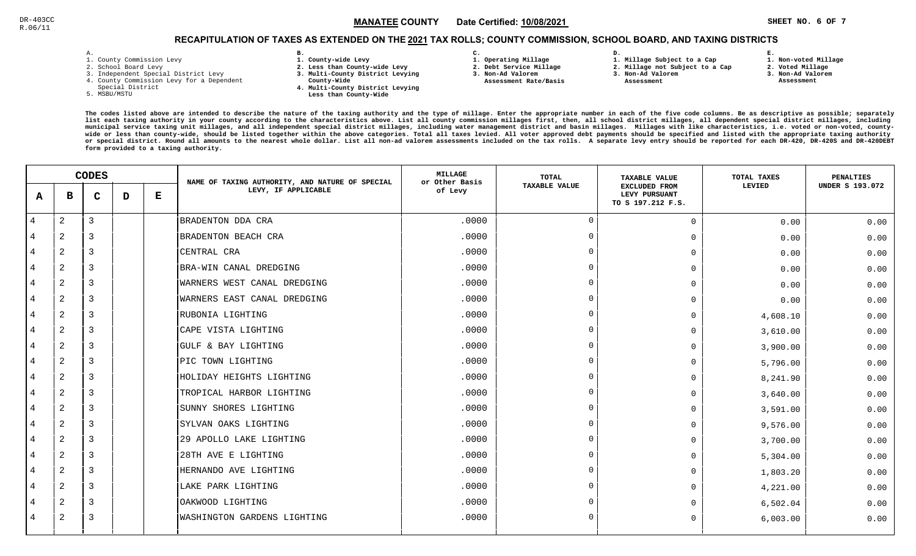DR-403CC
R.06/11

**MANATEE COUNTY** Date Certified: **10/08/2021**

## RECAPITULATION OF TAXES AS EXTENDED ON THE 2021 TAX ROLLS; COUNTY COMMISSION, SCHOOL BOARD, AND TAXING DISTRICTS

**A.**
1. County Commission Levy
2. School Board Levy
3. Independent Special District Levy
4. County Commission Levy for a Dependent Special District
5. MSBU/MSTU

**B.**
1. County-wide Levy
2. Less than County-wide Levy
3. Multi-County District Levying County-Wide
4. Multi-County District Levying Less than County-Wide

**C.**
1. Operating Millage
2. Debt Service Millage
3. Non-Ad Valorem Assessment Rate/Basis

**D.**
1. Millage Subject to a Cap
2. Millage not Subject to a Cap
3. Non-Ad Valorem Assessment

**E.**
1. Non-voted Millage
2. Voted Millage
3. Non-Ad Valorem Assessment

**The codes listed above are intended to describe the nature of the taxing authority and the type of millage. Enter the appropriate number in each of the five code columns. Be as descriptive as possible; separately list each taxing authority in your county according to the characteristics above. List all county commission millages first, then, all school district millages, all dependent special district millages, including municipal service taxing unit millages, and all independent special district millages, including water management district and basin millages. Millages with like characteristics, i.e. voted or non-voted, county-wide or less than county-wide, should be listed together within the above categories. Total all taxes levied. All voter approved debt payments should be specified and listed with the appropriate taxing authority or special district. Round all amounts to the nearest whole dollar. List all non-ad valorem assessments included on the tax rolls. A separate levy entry should be reported for each DR-420, DR-420S and DR-420DEBT form provided to a taxing authority.**

| CODES | | | | | NAME OF TAXING AUTHORITY, AND NATURE OF SPECIAL LEVY, IF APPLICABLE | MILLAGE or Other Basis of Levy | TOTAL TAXABLE VALUE | TAXABLE VALUE EXCLUDED FROM LEVY PURSUANT TO S 197.212 F.S. | TOTAL TAXES LEVIED | PENALTIES UNDER S 193.072 |
|---|---|---|---|---|---|---|---|---|---|---|
| A | B | C | D | E | | | | | | |
| 4 | 2 | 3 | | | BRADENTON DDA CRA | .0000 | 0 | 0 | 0.00 | 0.00 |
| 4 | 2 | 3 | | | BRADENTON BEACH CRA | .0000 | 0 | 0 | 0.00 | 0.00 |
| 4 | 2 | 3 | | | CENTRAL CRA | .0000 | 0 | 0 | 0.00 | 0.00 |
| 4 | 2 | 3 | | | BRA-WIN CANAL DREDGING | .0000 | 0 | 0 | 0.00 | 0.00 |
| 4 | 2 | 3 | | | WARNERS WEST CANAL DREDGING | .0000 | 0 | 0 | 0.00 | 0.00 |
| 4 | 2 | 3 | | | WARNERS EAST CANAL DREDGING | .0000 | 0 | 0 | 0.00 | 0.00 |
| 4 | 2 | 3 | | | RUBONIA LIGHTING | .0000 | 0 | 0 | 4,608.10 | 0.00 |
| 4 | 2 | 3 | | | CAPE VISTA LIGHTING | .0000 | 0 | 0 | 3,610.00 | 0.00 |
| 4 | 2 | 3 | | | GULF & BAY LIGHTING | .0000 | 0 | 0 | 3,900.00 | 0.00 |
| 4 | 2 | 3 | | | PIC TOWN LIGHTING | .0000 | 0 | 0 | 5,796.00 | 0.00 |
| 4 | 2 | 3 | | | HOLIDAY HEIGHTS LIGHTING | .0000 | 0 | 0 | 8,241.90 | 0.00 |
| 4 | 2 | 3 | | | TROPICAL HARBOR LIGHTING | .0000 | 0 | 0 | 3,640.00 | 0.00 |
| 4 | 2 | 3 | | | SUNNY SHORES LIGHTING | .0000 | 0 | 0 | 3,591.00 | 0.00 |
| 4 | 2 | 3 | | | SYLVAN OAKS LIGHTING | .0000 | 0 | 0 | 9,576.00 | 0.00 |
| 4 | 2 | 3 | | | 29 APOLLO LAKE LIGHTING | .0000 | 0 | 0 | 3,700.00 | 0.00 |
| 4 | 2 | 3 | | | 28TH AVE E LIGHTING | .0000 | 0 | 0 | 5,304.00 | 0.00 |
| 4 | 2 | 3 | | | HERNANDO AVE LIGHTING | .0000 | 0 | 0 | 1,803.20 | 0.00 |
| 4 | 2 | 3 | | | LAKE PARK LIGHTING | .0000 | 0 | 0 | 4,221.00 | 0.00 |
| 4 | 2 | 3 | | | OAKWOOD LIGHTING | .0000 | 0 | 0 | 6,502.04 | 0.00 |
| 4 | 2 | 3 | | | WASHINGTON GARDENS LIGHTING | .0000 | 0 | 0 | 6,003.00 | 0.00 |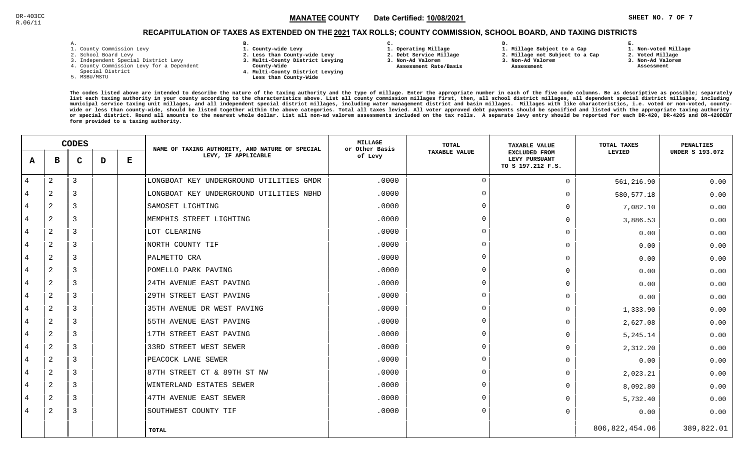DR-403CC
R.06/11

**MANATEE COUNTY** Date Certified: **10/08/2021**

## RECAPITULATION OF TAXES AS EXTENDED ON THE 2021 TAX ROLLS; COUNTY COMMISSION, SCHOOL BOARD, AND TAXING DISTRICTS

**A.**
1. County Commission Levy
2. School Board Levy
3. Independent Special District Levy
4. County Commission Levy for a Dependent Special District
5. MSBU/MSTU

**B.**
1. County-wide Levy
2. Less than County-wide Levy
3. Multi-County District Levying County-Wide
4. Multi-County District Levying Less than County-Wide

**C.**
1. Operating Millage
2. Debt Service Millage
3. Non-Ad Valorem Assessment Rate/Basis

**D.**
1. Millage Subject to a Cap
2. Millage not Subject to a Cap
3. Non-Ad Valorem Assessment

**E.**
1. Non-voted Millage
2. Voted Millage
3. Non-Ad Valorem Assessment

The codes listed above are intended to describe the nature of the taxing authority and the type of millage. Enter the appropriate number in each of the five code columns. Be as descriptive as possible; separately list each taxing authority in your county according to the characteristics above. List all county commission millages first, then, all school district millages, all dependent special district millages, including municipal service taxing unit millages, and all independent special district millages, including water management district and basin millages. Millages with like characteristics, i.e. voted or non-voted, county-wide or less than county-wide, should be listed together within the above categories. Total all taxes levied. All voter approved debt payments should be specified and listed with the appropriate taxing authority or special district. Round all amounts to the nearest whole dollar. List all non-ad valorem assessments included on the tax rolls. A separate levy entry should be reported for each DR-420, DR-420S and DR-420DEBT form provided to a taxing authority.

| CODES | | | | | NAME OF TAXING AUTHORITY, AND NATURE OF SPECIAL LEVY, IF APPLICABLE | MILLAGE or Other Basis of Levy | TOTAL TAXABLE VALUE | TAXABLE VALUE EXCLUDED FROM LEVY PURSUANT TO S 197.212 F.S. | TOTAL TAXES LEVIED | PENALTIES UNDER S 193.072 |
|---|---|---|---|---|---|---|---|---|---|---|
| A | B | C | D | E | | | | | | |
| 4 | 2 | 3 | | | LONGBOAT KEY UNDERGROUND UTILITIES GMDR | .0000 | 0 | 0 | 561,216.90 | 0.00 |
| 4 | 2 | 3 | | | LONGBOAT KEY UNDERGROUND UTILITIES NBHD | .0000 | 0 | 0 | 580,577.18 | 0.00 |
| 4 | 2 | 3 | | | SAMOSET LIGHTING | .0000 | 0 | 0 | 7,082.10 | 0.00 |
| 4 | 2 | 3 | | | MEMPHIS STREET LIGHTING | .0000 | 0 | 0 | 3,886.53 | 0.00 |
| 4 | 2 | 3 | | | LOT CLEARING | .0000 | 0 | 0 | 0.00 | 0.00 |
| 4 | 2 | 3 | | | NORTH COUNTY TIF | .0000 | 0 | 0 | 0.00 | 0.00 |
| 4 | 2 | 3 | | | PALMETTO CRA | .0000 | 0 | 0 | 0.00 | 0.00 |
| 4 | 2 | 3 | | | POMELLO PARK PAVING | .0000 | 0 | 0 | 0.00 | 0.00 |
| 4 | 2 | 3 | | | 24TH AVENUE EAST PAVING | .0000 | 0 | 0 | 0.00 | 0.00 |
| 4 | 2 | 3 | | | 29TH STREET EAST PAVING | .0000 | 0 | 0 | 0.00 | 0.00 |
| 4 | 2 | 3 | | | 35TH AVENUE DR WEST PAVING | .0000 | 0 | 0 | 1,333.90 | 0.00 |
| 4 | 2 | 3 | | | 55TH AVENUE EAST PAVING | .0000 | 0 | 0 | 2,627.08 | 0.00 |
| 4 | 2 | 3 | | | 17TH STREET EAST PAVING | .0000 | 0 | 0 | 5,245.14 | 0.00 |
| 4 | 2 | 3 | | | 33RD STREET WEST SEWER | .0000 | 0 | 0 | 2,312.20 | 0.00 |
| 4 | 2 | 3 | | | PEACOCK LANE SEWER | .0000 | 0 | 0 | 0.00 | 0.00 |
| 4 | 2 | 3 | | | 87TH STREET CT & 89TH ST NW | .0000 | 0 | 0 | 2,023.21 | 0.00 |
| 4 | 2 | 3 | | | WINTERLAND ESTATES SEWER | .0000 | 0 | 0 | 8,092.80 | 0.00 |
| 4 | 2 | 3 | | | 47TH AVENUE EAST SEWER | .0000 | 0 | 0 | 5,732.40 | 0.00 |
| 4 | 2 | 3 | | | SOUTHWEST COUNTY TIF | .0000 | 0 | 0 | 0.00 | 0.00 |
| | | | | | **TOTAL** | | | | 806,822,454.06 | 389,822.01 |